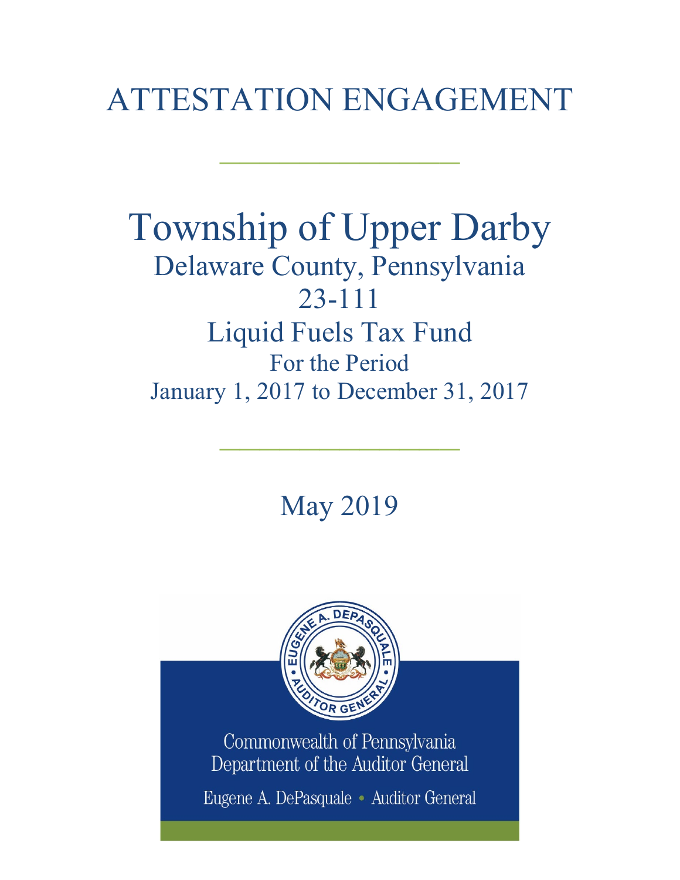# ATTESTATION ENGAGEMENT

# Township of Upper Darby

## Delaware County, Pennsylvania

## 23-111

## Liquid Fuels Tax Fund

For the Period

January 1, 2017 to December 31, 2017

May 2019

Commonwealth of Pennsylvania
Department of the Auditor General

Eugene A. DePasquale • Auditor General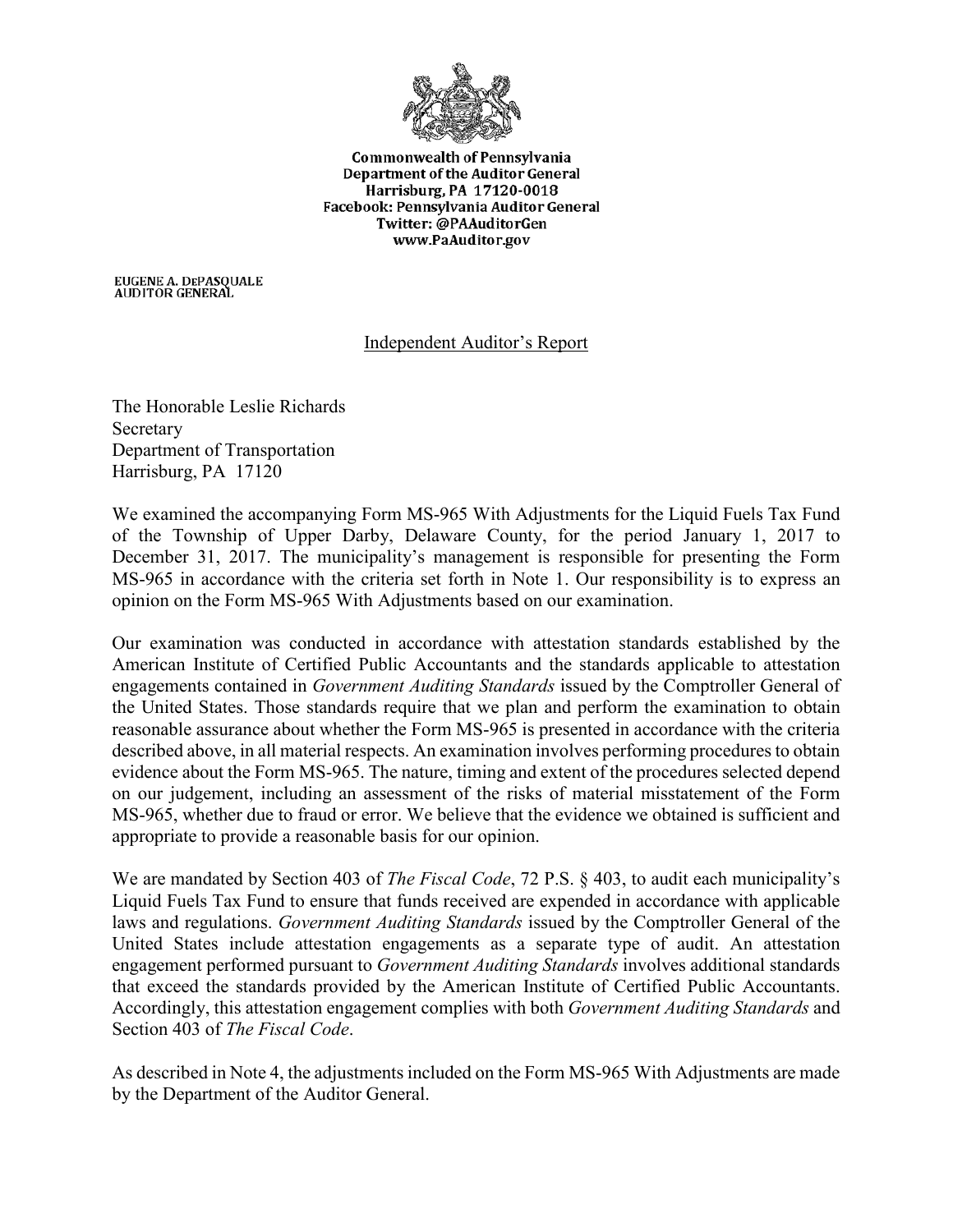Commonwealth of Pennsylvania
Department of the Auditor General
Harrisburg, PA 17120-0018
Facebook: Pennsylvania Auditor General
Twitter: @PAAuditorGen
www.PaAuditor.gov

EUGENE A. DePASQUALE
AUDITOR GENERAL

## Independent Auditor's Report

The Honorable Leslie Richards
Secretary
Department of Transportation
Harrisburg, PA 17120

We examined the accompanying Form MS-965 With Adjustments for the Liquid Fuels Tax Fund of the Township of Upper Darby, Delaware County, for the period January 1, 2017 to December 31, 2017. The municipality's management is responsible for presenting the Form MS-965 in accordance with the criteria set forth in Note 1. Our responsibility is to express an opinion on the Form MS-965 With Adjustments based on our examination.

Our examination was conducted in accordance with attestation standards established by the American Institute of Certified Public Accountants and the standards applicable to attestation engagements contained in *Government Auditing Standards* issued by the Comptroller General of the United States. Those standards require that we plan and perform the examination to obtain reasonable assurance about whether the Form MS-965 is presented in accordance with the criteria described above, in all material respects. An examination involves performing procedures to obtain evidence about the Form MS-965. The nature, timing and extent of the procedures selected depend on our judgement, including an assessment of the risks of material misstatement of the Form MS-965, whether due to fraud or error. We believe that the evidence we obtained is sufficient and appropriate to provide a reasonable basis for our opinion.

We are mandated by Section 403 of *The Fiscal Code*, 72 P.S. § 403, to audit each municipality's Liquid Fuels Tax Fund to ensure that funds received are expended in accordance with applicable laws and regulations. *Government Auditing Standards* issued by the Comptroller General of the United States include attestation engagements as a separate type of audit. An attestation engagement performed pursuant to *Government Auditing Standards* involves additional standards that exceed the standards provided by the American Institute of Certified Public Accountants. Accordingly, this attestation engagement complies with both *Government Auditing Standards* and Section 403 of *The Fiscal Code*.

As described in Note 4, the adjustments included on the Form MS-965 With Adjustments are made by the Department of the Auditor General.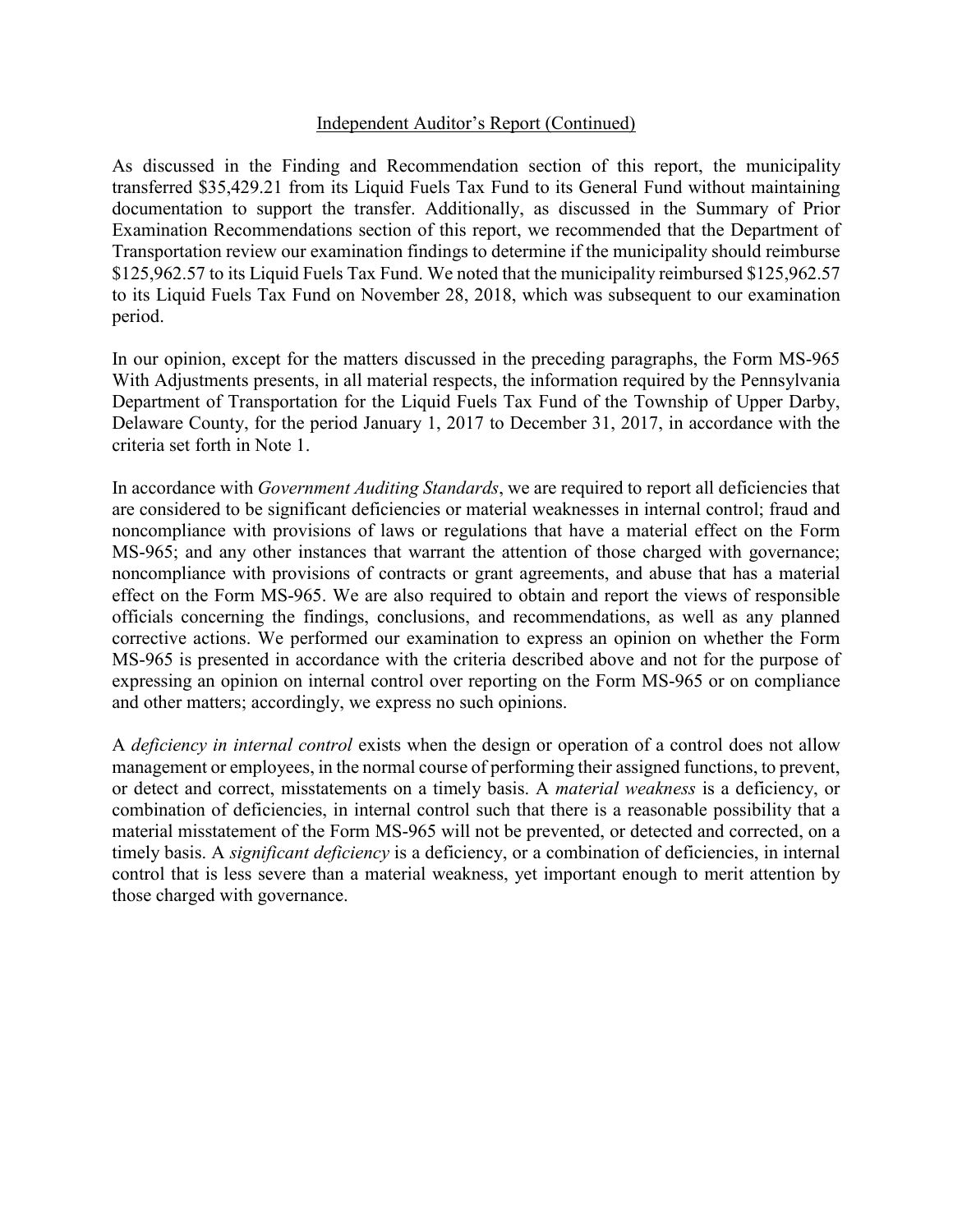Independent Auditor's Report (Continued)

As discussed in the Finding and Recommendation section of this report, the municipality transferred $35,429.21 from its Liquid Fuels Tax Fund to its General Fund without maintaining documentation to support the transfer. Additionally, as discussed in the Summary of Prior Examination Recommendations section of this report, we recommended that the Department of Transportation review our examination findings to determine if the municipality should reimburse $125,962.57 to its Liquid Fuels Tax Fund. We noted that the municipality reimbursed $125,962.57 to its Liquid Fuels Tax Fund on November 28, 2018, which was subsequent to our examination period.

In our opinion, except for the matters discussed in the preceding paragraphs, the Form MS-965 With Adjustments presents, in all material respects, the information required by the Pennsylvania Department of Transportation for the Liquid Fuels Tax Fund of the Township of Upper Darby, Delaware County, for the period January 1, 2017 to December 31, 2017, in accordance with the criteria set forth in Note 1.

In accordance with *Government Auditing Standards*, we are required to report all deficiencies that are considered to be significant deficiencies or material weaknesses in internal control; fraud and noncompliance with provisions of laws or regulations that have a material effect on the Form MS-965; and any other instances that warrant the attention of those charged with governance; noncompliance with provisions of contracts or grant agreements, and abuse that has a material effect on the Form MS-965. We are also required to obtain and report the views of responsible officials concerning the findings, conclusions, and recommendations, as well as any planned corrective actions. We performed our examination to express an opinion on whether the Form MS-965 is presented in accordance with the criteria described above and not for the purpose of expressing an opinion on internal control over reporting on the Form MS-965 or on compliance and other matters; accordingly, we express no such opinions.

A *deficiency in internal control* exists when the design or operation of a control does not allow management or employees, in the normal course of performing their assigned functions, to prevent, or detect and correct, misstatements on a timely basis. A *material weakness* is a deficiency, or combination of deficiencies, in internal control such that there is a reasonable possibility that a material misstatement of the Form MS-965 will not be prevented, or detected and corrected, on a timely basis. A *significant deficiency* is a deficiency, or a combination of deficiencies, in internal control that is less severe than a material weakness, yet important enough to merit attention by those charged with governance.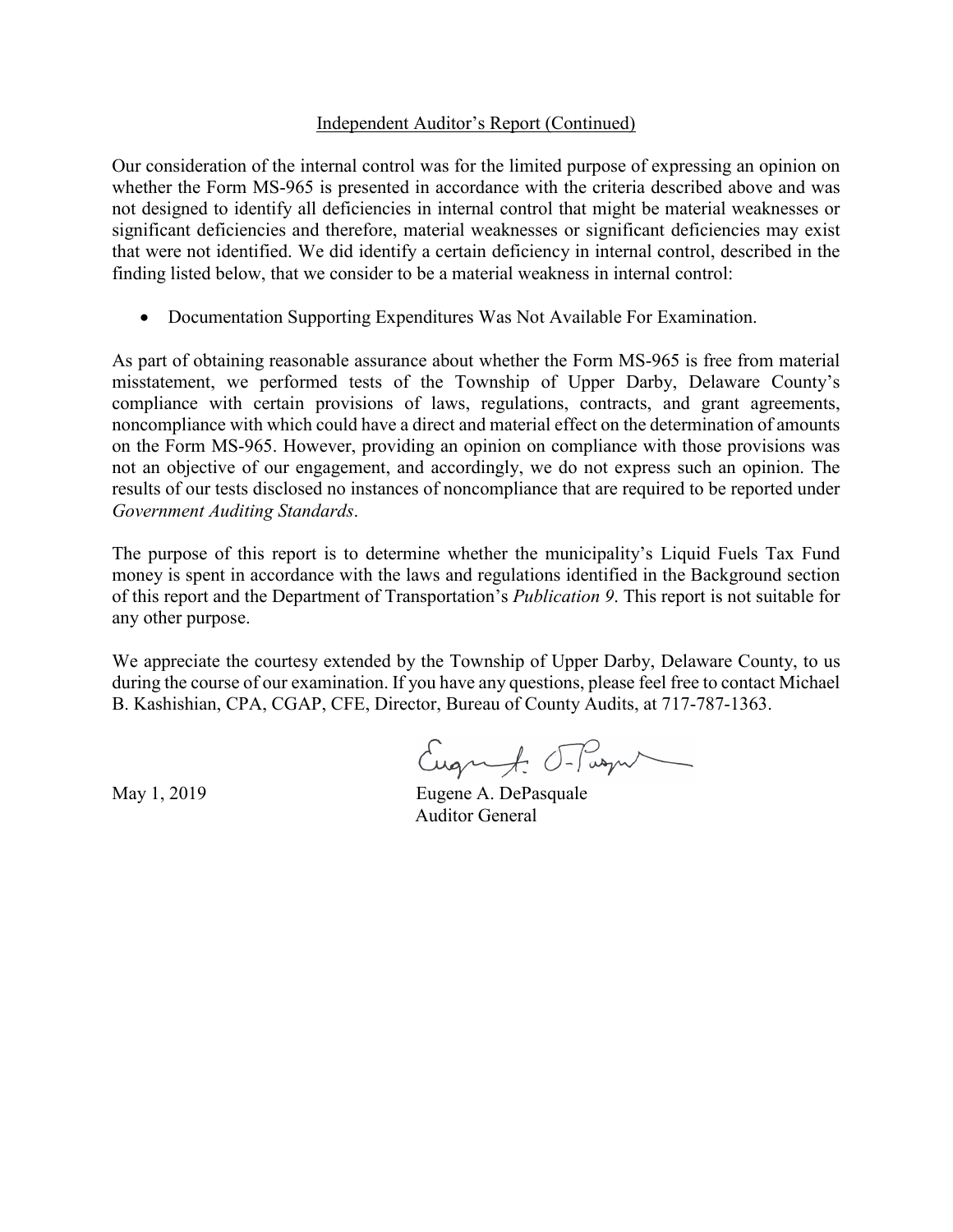Independent Auditor's Report (Continued)

Our consideration of the internal control was for the limited purpose of expressing an opinion on whether the Form MS-965 is presented in accordance with the criteria described above and was not designed to identify all deficiencies in internal control that might be material weaknesses or significant deficiencies and therefore, material weaknesses or significant deficiencies may exist that were not identified. We did identify a certain deficiency in internal control, described in the finding listed below, that we consider to be a material weakness in internal control:

- Documentation Supporting Expenditures Was Not Available For Examination.

As part of obtaining reasonable assurance about whether the Form MS-965 is free from material misstatement, we performed tests of the Township of Upper Darby, Delaware County's compliance with certain provisions of laws, regulations, contracts, and grant agreements, noncompliance with which could have a direct and material effect on the determination of amounts on the Form MS-965. However, providing an opinion on compliance with those provisions was not an objective of our engagement, and accordingly, we do not express such an opinion. The results of our tests disclosed no instances of noncompliance that are required to be reported under *Government Auditing Standards*.

The purpose of this report is to determine whether the municipality's Liquid Fuels Tax Fund money is spent in accordance with the laws and regulations identified in the Background section of this report and the Department of Transportation's *Publication 9*. This report is not suitable for any other purpose.

We appreciate the courtesy extended by the Township of Upper Darby, Delaware County, to us during the course of our examination. If you have any questions, please feel free to contact Michael B. Kashishian, CPA, CGAP, CFE, Director, Bureau of County Audits, at 717-787-1363.

May 1, 2019

Eugene A. DePasquale
Auditor General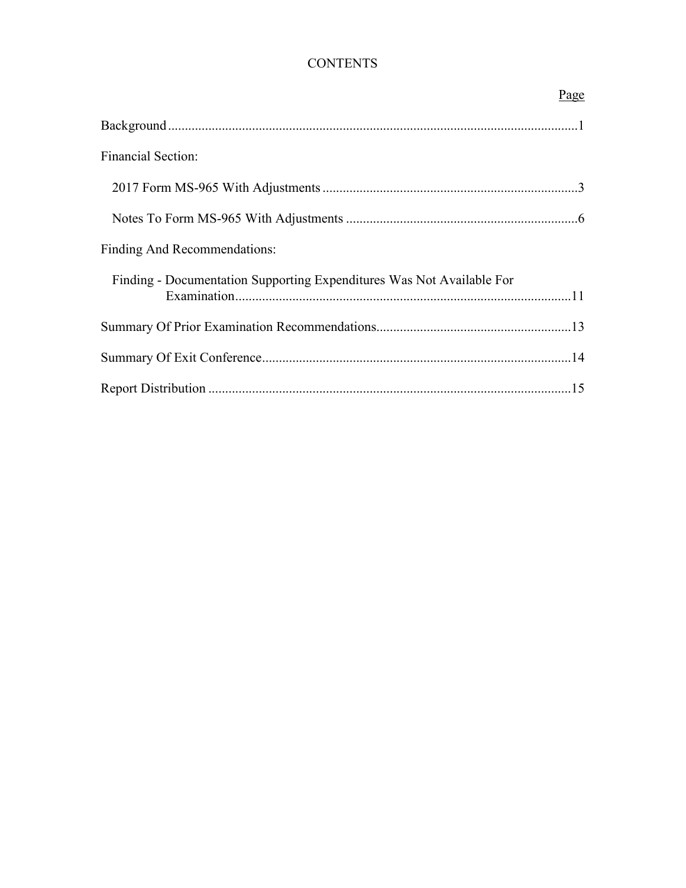# CONTENTS

| | Page |
|---|---|
| Background | 1 |
| Financial Section: | |
| 2017 Form MS-965 With Adjustments | 3 |
| Notes To Form MS-965 With Adjustments | 6 |
| Finding And Recommendations: | |
| Finding - Documentation Supporting Expenditures Was Not Available For Examination | 11 |
| Summary Of Prior Examination Recommendations | 13 |
| Summary Of Exit Conference | 14 |
| Report Distribution | 15 |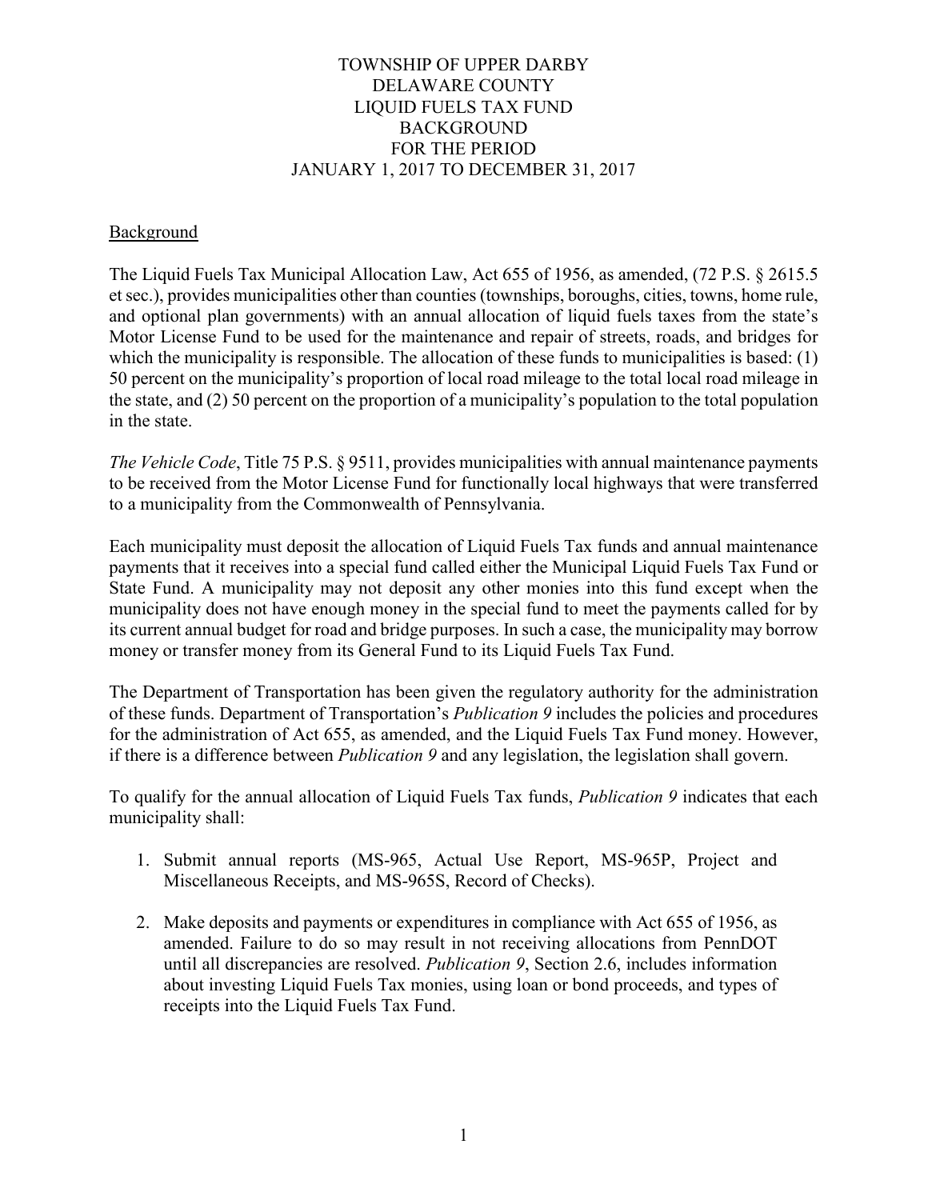# TOWNSHIP OF UPPER DARBY
# DELAWARE COUNTY
# LIQUID FUELS TAX FUND
# BACKGROUND
# FOR THE PERIOD
# JANUARY 1, 2017 TO DECEMBER 31, 2017

## Background

The Liquid Fuels Tax Municipal Allocation Law, Act 655 of 1956, as amended, (72 P.S. § 2615.5 et sec.), provides municipalities other than counties (townships, boroughs, cities, towns, home rule, and optional plan governments) with an annual allocation of liquid fuels taxes from the state's Motor License Fund to be used for the maintenance and repair of streets, roads, and bridges for which the municipality is responsible. The allocation of these funds to municipalities is based: (1) 50 percent on the municipality's proportion of local road mileage to the total local road mileage in the state, and (2) 50 percent on the proportion of a municipality's population to the total population in the state.

*The Vehicle Code*, Title 75 P.S. § 9511, provides municipalities with annual maintenance payments to be received from the Motor License Fund for functionally local highways that were transferred to a municipality from the Commonwealth of Pennsylvania.

Each municipality must deposit the allocation of Liquid Fuels Tax funds and annual maintenance payments that it receives into a special fund called either the Municipal Liquid Fuels Tax Fund or State Fund. A municipality may not deposit any other monies into this fund except when the municipality does not have enough money in the special fund to meet the payments called for by its current annual budget for road and bridge purposes. In such a case, the municipality may borrow money or transfer money from its General Fund to its Liquid Fuels Tax Fund.

The Department of Transportation has been given the regulatory authority for the administration of these funds. Department of Transportation's *Publication 9* includes the policies and procedures for the administration of Act 655, as amended, and the Liquid Fuels Tax Fund money. However, if there is a difference between *Publication 9* and any legislation, the legislation shall govern.

To qualify for the annual allocation of Liquid Fuels Tax funds, *Publication 9* indicates that each municipality shall:

1. Submit annual reports (MS-965, Actual Use Report, MS-965P, Project and Miscellaneous Receipts, and MS-965S, Record of Checks).

2. Make deposits and payments or expenditures in compliance with Act 655 of 1956, as amended. Failure to do so may result in not receiving allocations from PennDOT until all discrepancies are resolved. *Publication 9*, Section 2.6, includes information about investing Liquid Fuels Tax monies, using loan or bond proceeds, and types of receipts into the Liquid Fuels Tax Fund.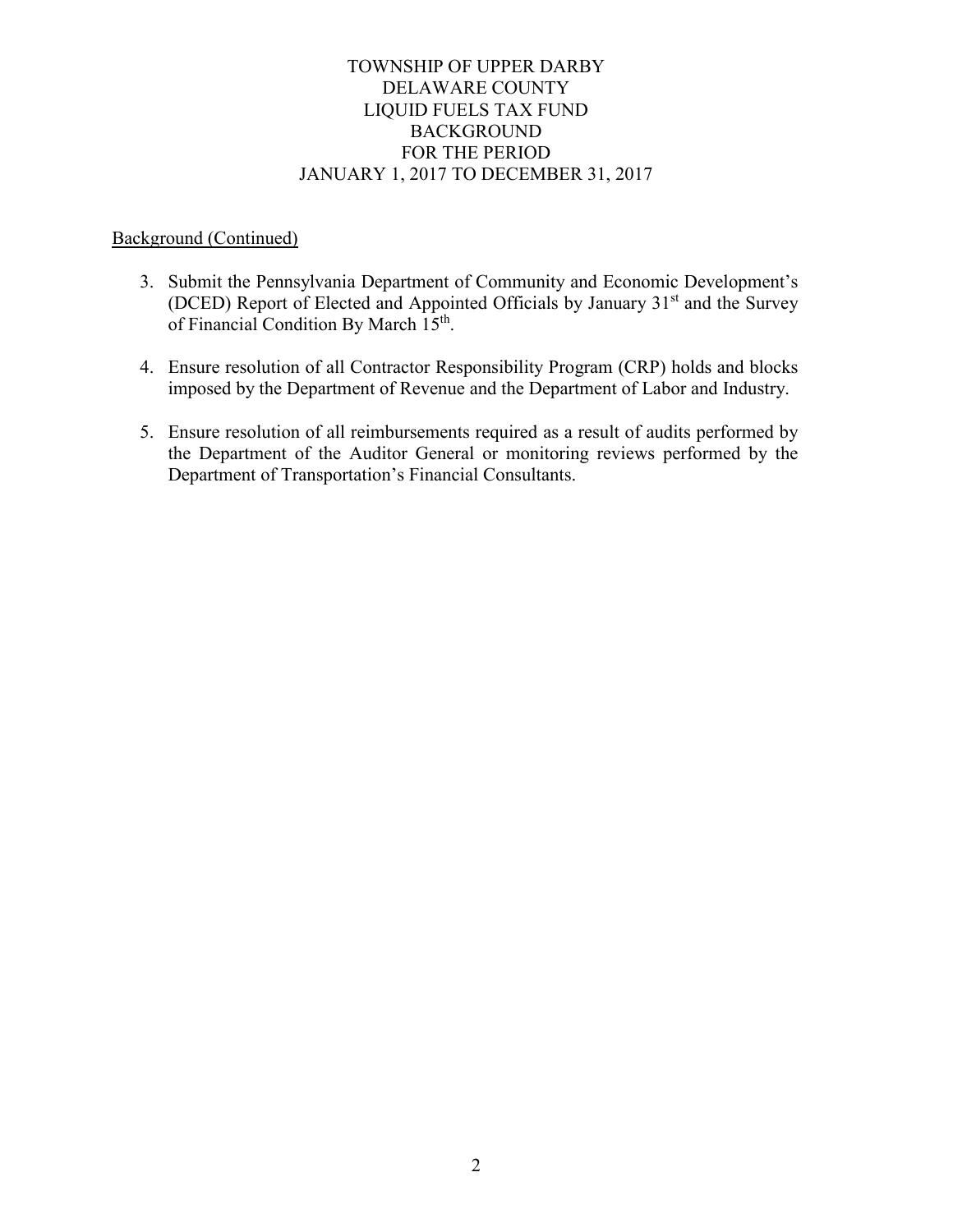# TOWNSHIP OF UPPER DARBY
# DELAWARE COUNTY
# LIQUID FUELS TAX FUND
# BACKGROUND
# FOR THE PERIOD
# JANUARY 1, 2017 TO DECEMBER 31, 2017

Background (Continued)

3. Submit the Pennsylvania Department of Community and Economic Development's (DCED) Report of Elected and Appointed Officials by January 31st and the Survey of Financial Condition By March 15th.

4. Ensure resolution of all Contractor Responsibility Program (CRP) holds and blocks imposed by the Department of Revenue and the Department of Labor and Industry.

5. Ensure resolution of all reimbursements required as a result of audits performed by the Department of the Auditor General or monitoring reviews performed by the Department of Transportation's Financial Consultants.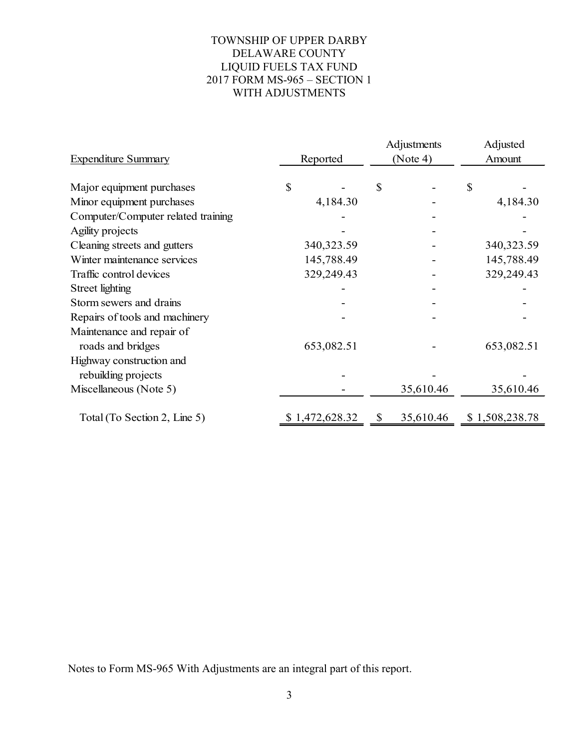# TOWNSHIP OF UPPER DARBY
# DELAWARE COUNTY
# LIQUID FUELS TAX FUND
# 2017 FORM MS-965 – SECTION 1
# WITH ADJUSTMENTS

| Expenditure Summary | Reported | Adjustments (Note 4) | Adjusted Amount |
|---|---|---|---|
| Major equipment purchases | $ - | $ - | $ - |
| Minor equipment purchases | 4,184.30 | - | 4,184.30 |
| Computer/Computer related training | - | - | - |
| Agility projects | - | - | - |
| Cleaning streets and gutters | 340,323.59 | - | 340,323.59 |
| Winter maintenance services | 145,788.49 | - | 145,788.49 |
| Traffic control devices | 329,249.43 | - | 329,249.43 |
| Street lighting | - | - | - |
| Storm sewers and drains | - | - | - |
| Repairs of tools and machinery | - | - | - |
| Maintenance and repair of roads and bridges | 653,082.51 | - | 653,082.51 |
| Highway construction and rebuilding projects | - | - | - |
| Miscellaneous (Note 5) | - | 35,610.46 | 35,610.46 |
| Total (To Section 2, Line 5) | $ 1,472,628.32 | $ 35,610.46 | $ 1,508,238.78 |

Notes to Form MS-965 With Adjustments are an integral part of this report.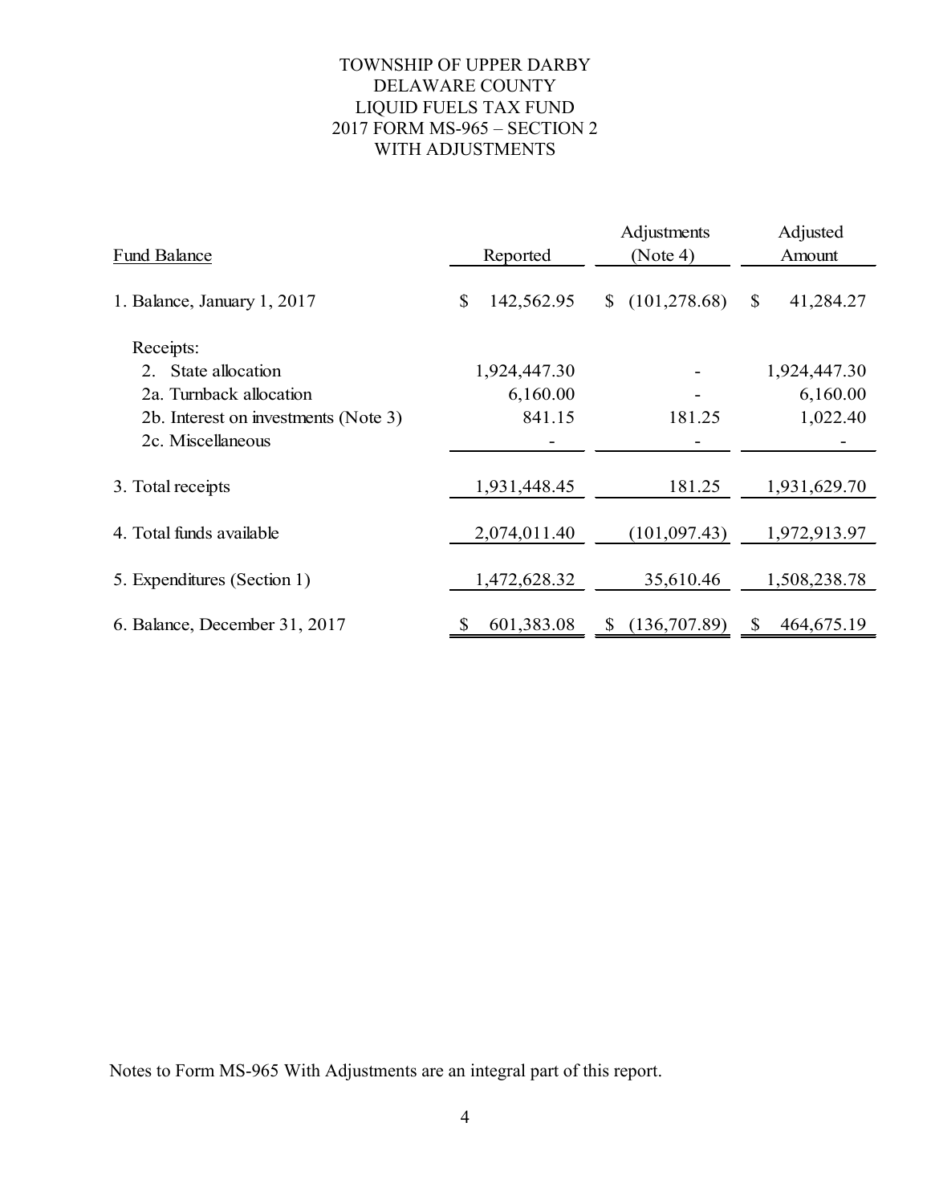# TOWNSHIP OF UPPER DARBY
## DELAWARE COUNTY
## LIQUID FUELS TAX FUND
## 2017 FORM MS-965 – SECTION 2
## WITH ADJUSTMENTS

| Fund Balance | Reported | Adjustments (Note 4) | Adjusted Amount |
|---|---|---|---|
| 1. Balance, January 1, 2017 | $ 142,562.95 | $ (101,278.68) | $ 41,284.27 |
| Receipts: | | | |
| 2. State allocation | 1,924,447.30 | - | 1,924,447.30 |
| 2a. Turnback allocation | 6,160.00 | - | 6,160.00 |
| 2b. Interest on investments (Note 3) | 841.15 | 181.25 | 1,022.40 |
| 2c. Miscellaneous | - | - | - |
| 3. Total receipts | 1,931,448.45 | 181.25 | 1,931,629.70 |
| 4. Total funds available | 2,074,011.40 | (101,097.43) | 1,972,913.97 |
| 5. Expenditures (Section 1) | 1,472,628.32 | 35,610.46 | 1,508,238.78 |
| 6. Balance, December 31, 2017 | $ 601,383.08 | $ (136,707.89) | $ 464,675.19 |

Notes to Form MS-965 With Adjustments are an integral part of this report.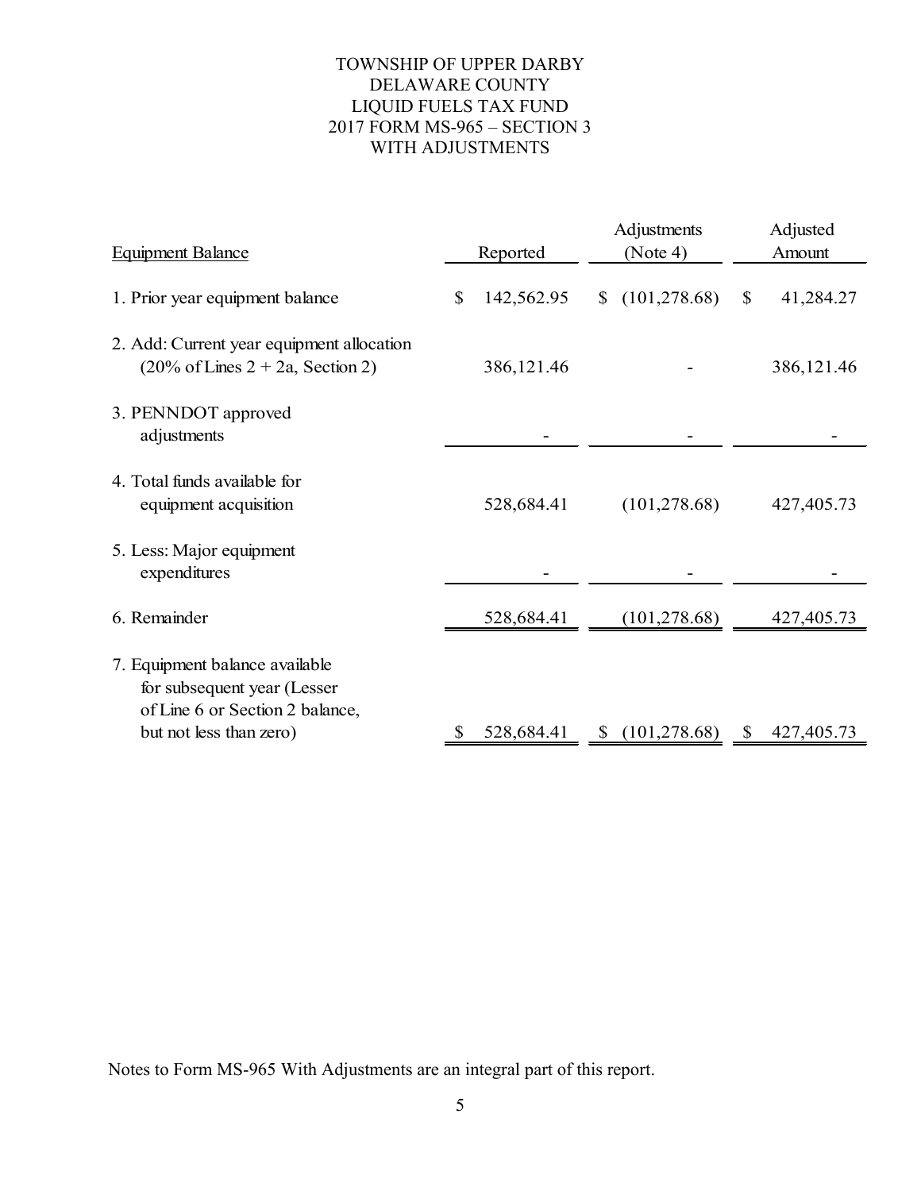# TOWNSHIP OF UPPER DARBY
## DELAWARE COUNTY
## LIQUID FUELS TAX FUND
## 2017 FORM MS-965 – SECTION 3
## WITH ADJUSTMENTS

| Equipment Balance | Reported | Adjustments (Note 4) | Adjusted Amount |
|---|---|---|---|
| 1. Prior year equipment balance | $ 142,562.95 | $ (101,278.68) | $ 41,284.27 |
| 2. Add: Current year equipment allocation (20% of Lines 2 + 2a, Section 2) | 386,121.46 | - | 386,121.46 |
| 3. PENNDOT approved adjustments | - | - | - |
| 4. Total funds available for equipment acquisition | 528,684.41 | (101,278.68) | 427,405.73 |
| 5. Less: Major equipment expenditures | - | - | - |
| 6. Remainder | 528,684.41 | (101,278.68) | 427,405.73 |
| 7. Equipment balance available for subsequent year (Lesser of Line 6 or Section 2 balance, but not less than zero) | $ 528,684.41 | $ (101,278.68) | $ 427,405.73 |

Notes to Form MS-965 With Adjustments are an integral part of this report.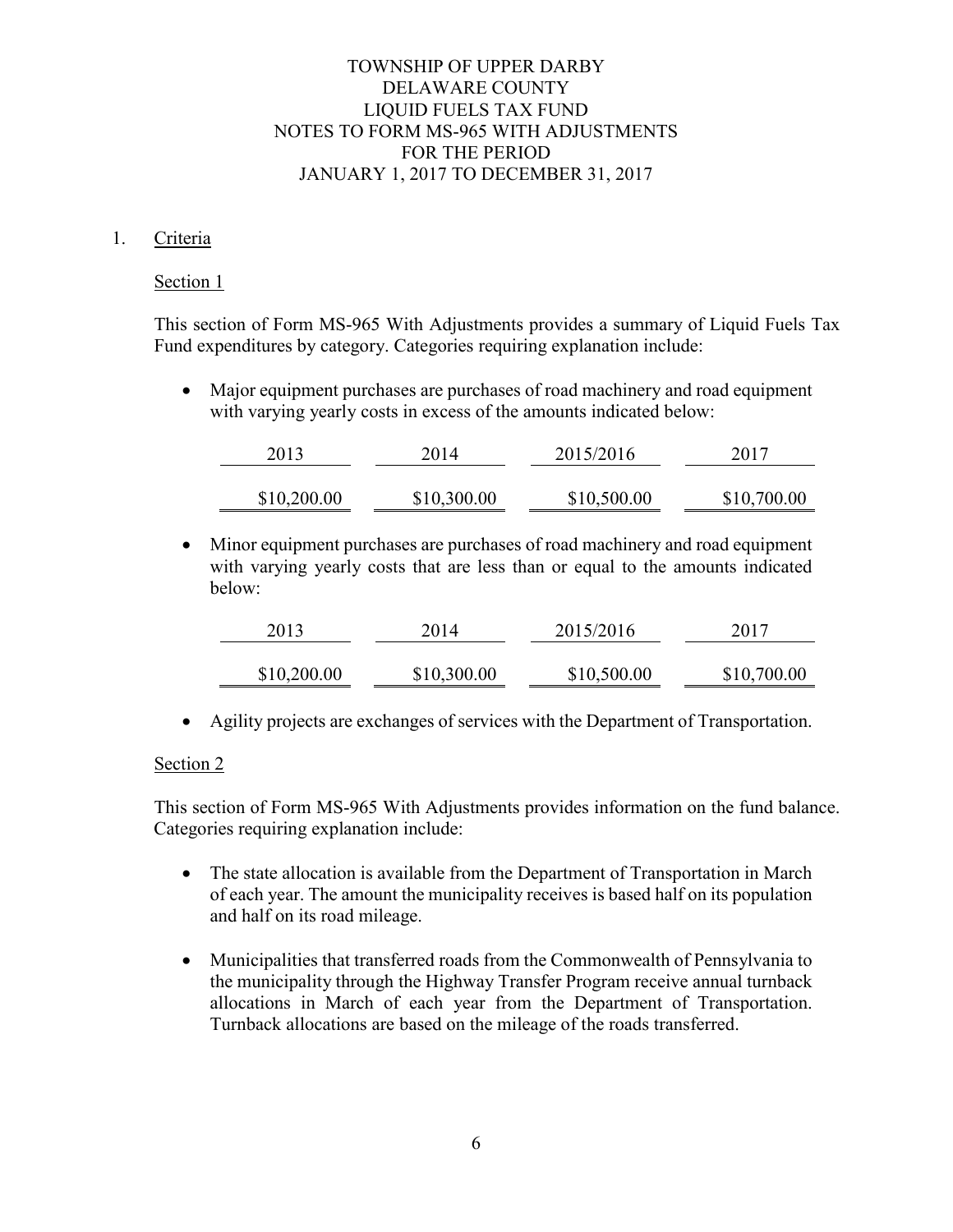# TOWNSHIP OF UPPER DARBY
# DELAWARE COUNTY
# LIQUID FUELS TAX FUND
# NOTES TO FORM MS-965 WITH ADJUSTMENTS
# FOR THE PERIOD
# JANUARY 1, 2017 TO DECEMBER 31, 2017

1. Criteria

   Section 1

   This section of Form MS-965 With Adjustments provides a summary of Liquid Fuels Tax Fund expenditures by category. Categories requiring explanation include:

   - Major equipment purchases are purchases of road machinery and road equipment with varying yearly costs in excess of the amounts indicated below:

| 2013 | 2014 | 2015/2016 | 2017 |
|---|---|---|---|
| $10,200.00 | $10,300.00 | $10,500.00 | $10,700.00 |

   - Minor equipment purchases are purchases of road machinery and road equipment with varying yearly costs that are less than or equal to the amounts indicated below:

| 2013 | 2014 | 2015/2016 | 2017 |
|---|---|---|---|
| $10,200.00 | $10,300.00 | $10,500.00 | $10,700.00 |

   - Agility projects are exchanges of services with the Department of Transportation.

   Section 2

   This section of Form MS-965 With Adjustments provides information on the fund balance. Categories requiring explanation include:

   - The state allocation is available from the Department of Transportation in March of each year. The amount the municipality receives is based half on its population and half on its road mileage.

   - Municipalities that transferred roads from the Commonwealth of Pennsylvania to the municipality through the Highway Transfer Program receive annual turnback allocations in March of each year from the Department of Transportation. Turnback allocations are based on the mileage of the roads transferred.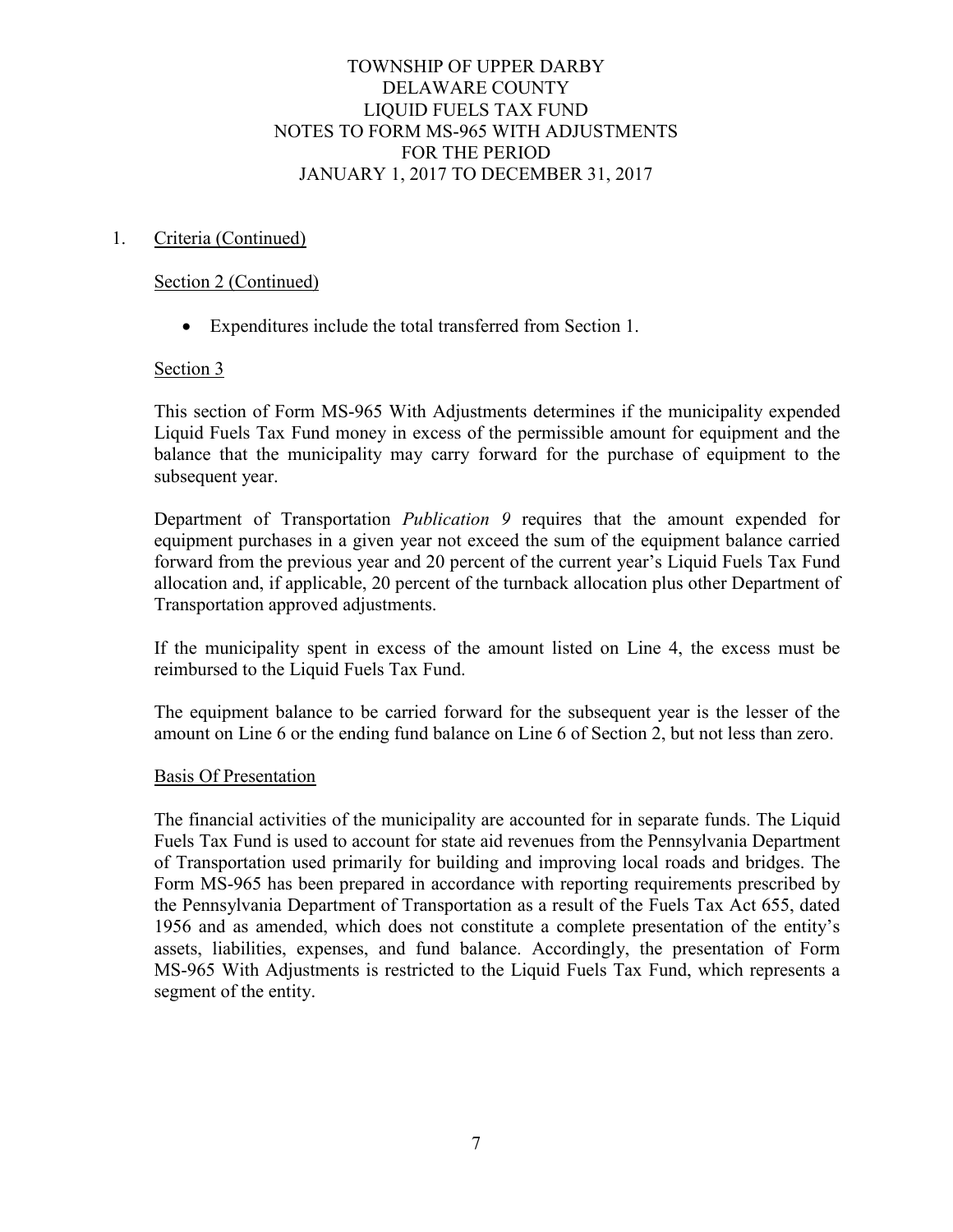# TOWNSHIP OF UPPER DARBY
# DELAWARE COUNTY
# LIQUID FUELS TAX FUND
# NOTES TO FORM MS-965 WITH ADJUSTMENTS
# FOR THE PERIOD
# JANUARY 1, 2017 TO DECEMBER 31, 2017

1. Criteria (Continued)

   Section 2 (Continued)

   - Expenditures include the total transferred from Section 1.

   Section 3

   This section of Form MS-965 With Adjustments determines if the municipality expended Liquid Fuels Tax Fund money in excess of the permissible amount for equipment and the balance that the municipality may carry forward for the purchase of equipment to the subsequent year.

   Department of Transportation *Publication 9* requires that the amount expended for equipment purchases in a given year not exceed the sum of the equipment balance carried forward from the previous year and 20 percent of the current year's Liquid Fuels Tax Fund allocation and, if applicable, 20 percent of the turnback allocation plus other Department of Transportation approved adjustments.

   If the municipality spent in excess of the amount listed on Line 4, the excess must be reimbursed to the Liquid Fuels Tax Fund.

   The equipment balance to be carried forward for the subsequent year is the lesser of the amount on Line 6 or the ending fund balance on Line 6 of Section 2, but not less than zero.

   Basis Of Presentation

   The financial activities of the municipality are accounted for in separate funds. The Liquid Fuels Tax Fund is used to account for state aid revenues from the Pennsylvania Department of Transportation used primarily for building and improving local roads and bridges. The Form MS-965 has been prepared in accordance with reporting requirements prescribed by the Pennsylvania Department of Transportation as a result of the Fuels Tax Act 655, dated 1956 and as amended, which does not constitute a complete presentation of the entity's assets, liabilities, expenses, and fund balance. Accordingly, the presentation of Form MS-965 With Adjustments is restricted to the Liquid Fuels Tax Fund, which represents a segment of the entity.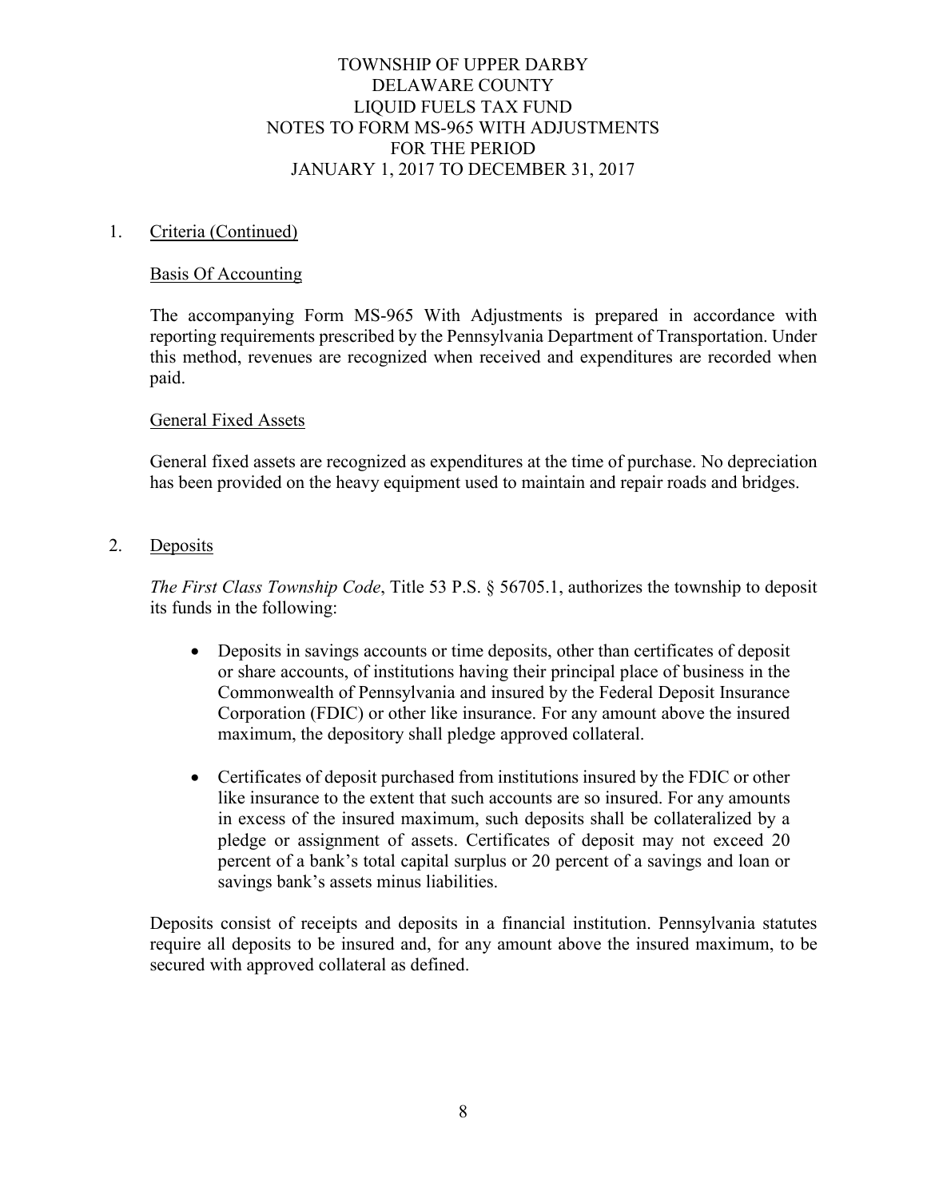# TOWNSHIP OF UPPER DARBY
# DELAWARE COUNTY
# LIQUID FUELS TAX FUND
# NOTES TO FORM MS-965 WITH ADJUSTMENTS
# FOR THE PERIOD
# JANUARY 1, 2017 TO DECEMBER 31, 2017

## 1. Criteria (Continued)

### Basis Of Accounting

The accompanying Form MS-965 With Adjustments is prepared in accordance with reporting requirements prescribed by the Pennsylvania Department of Transportation. Under this method, revenues are recognized when received and expenditures are recorded when paid.

### General Fixed Assets

General fixed assets are recognized as expenditures at the time of purchase. No depreciation has been provided on the heavy equipment used to maintain and repair roads and bridges.

## 2. Deposits

*The First Class Township Code*, Title 53 P.S. § 56705.1, authorizes the township to deposit its funds in the following:

- Deposits in savings accounts or time deposits, other than certificates of deposit or share accounts, of institutions having their principal place of business in the Commonwealth of Pennsylvania and insured by the Federal Deposit Insurance Corporation (FDIC) or other like insurance. For any amount above the insured maximum, the depository shall pledge approved collateral.
- Certificates of deposit purchased from institutions insured by the FDIC or other like insurance to the extent that such accounts are so insured. For any amounts in excess of the insured maximum, such deposits shall be collateralized by a pledge or assignment of assets. Certificates of deposit may not exceed 20 percent of a bank's total capital surplus or 20 percent of a savings and loan or savings bank's assets minus liabilities.

Deposits consist of receipts and deposits in a financial institution. Pennsylvania statutes require all deposits to be insured and, for any amount above the insured maximum, to be secured with approved collateral as defined.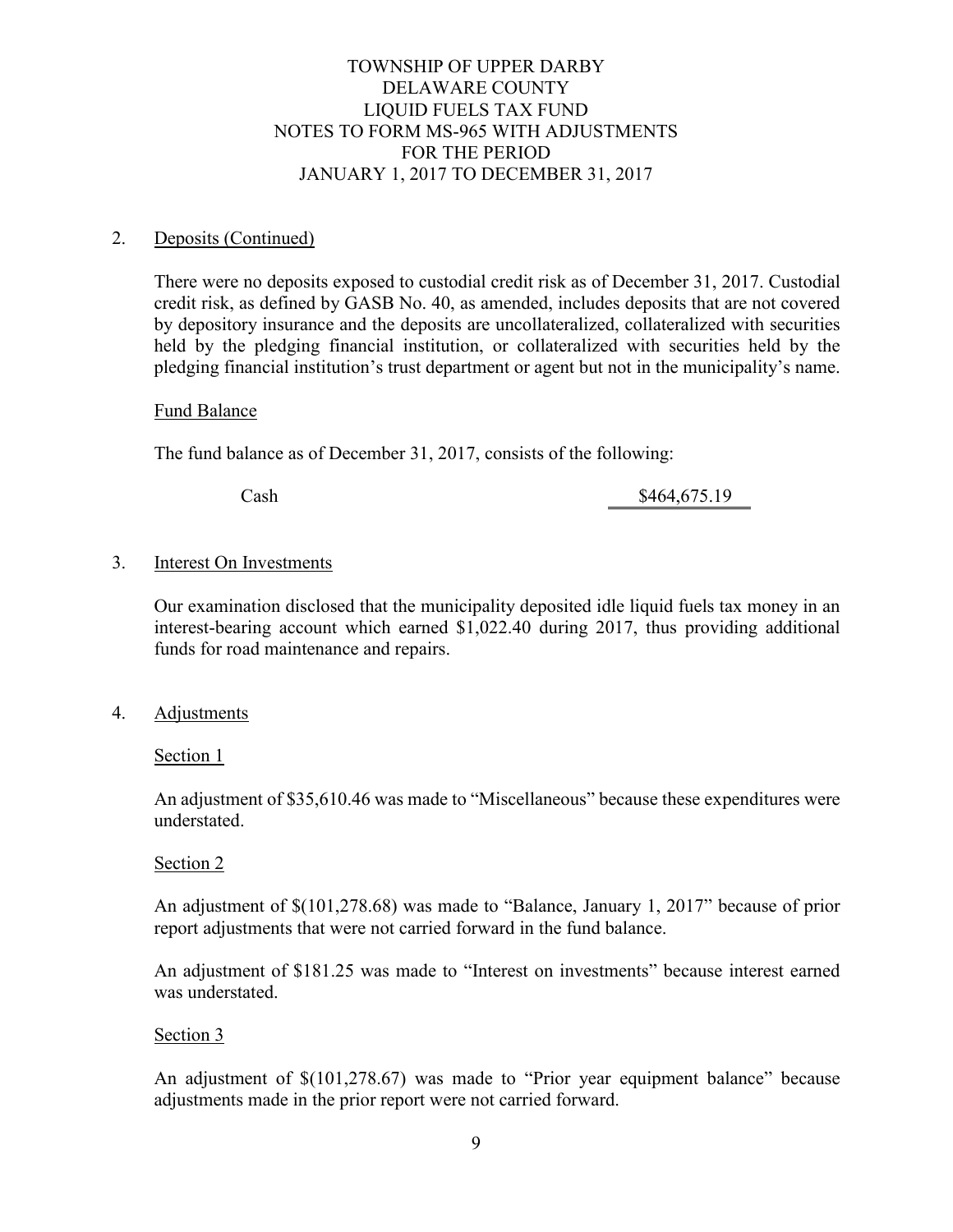# TOWNSHIP OF UPPER DARBY
# DELAWARE COUNTY
# LIQUID FUELS TAX FUND
# NOTES TO FORM MS-965 WITH ADJUSTMENTS
# FOR THE PERIOD
# JANUARY 1, 2017 TO DECEMBER 31, 2017

## 2. Deposits (Continued)

There were no deposits exposed to custodial credit risk as of December 31, 2017. Custodial credit risk, as defined by GASB No. 40, as amended, includes deposits that are not covered by depository insurance and the deposits are uncollateralized, collateralized with securities held by the pledging financial institution, or collateralized with securities held by the pledging financial institution's trust department or agent but not in the municipality's name.

### Fund Balance

The fund balance as of December 31, 2017, consists of the following:

| | |
|---|---|
| Cash | $464,675.19 |

## 3. Interest On Investments

Our examination disclosed that the municipality deposited idle liquid fuels tax money in an interest-bearing account which earned $1,022.40 during 2017, thus providing additional funds for road maintenance and repairs.

## 4. Adjustments

### Section 1

An adjustment of $35,610.46 was made to "Miscellaneous" because these expenditures were understated.

### Section 2

An adjustment of $(101,278.68) was made to "Balance, January 1, 2017" because of prior report adjustments that were not carried forward in the fund balance.

An adjustment of $181.25 was made to "Interest on investments" because interest earned was understated.

### Section 3

An adjustment of $(101,278.67) was made to "Prior year equipment balance" because adjustments made in the prior report were not carried forward.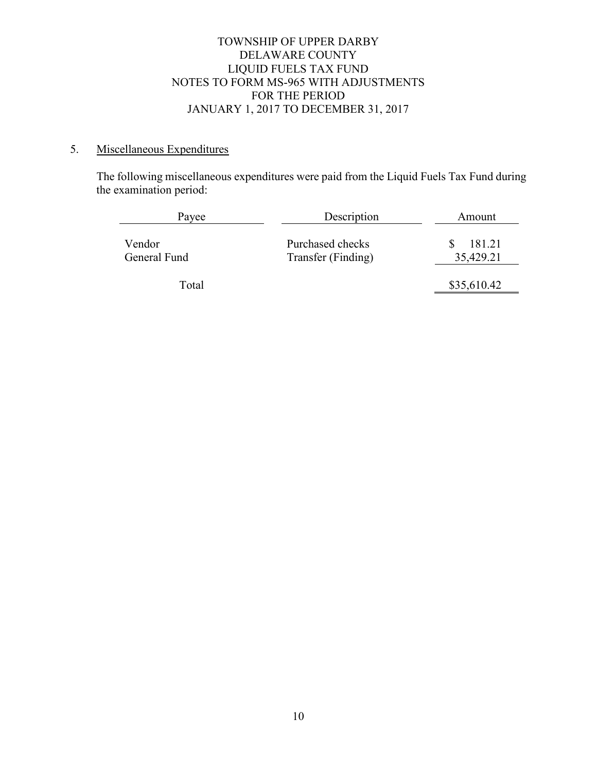# TOWNSHIP OF UPPER DARBY
# DELAWARE COUNTY
# LIQUID FUELS TAX FUND
# NOTES TO FORM MS-965 WITH ADJUSTMENTS
# FOR THE PERIOD
# JANUARY 1, 2017 TO DECEMBER 31, 2017

## 5. Miscellaneous Expenditures

The following miscellaneous expenditures were paid from the Liquid Fuels Tax Fund during the examination period:

| Payee | Description | Amount |
|---|---|---|
| Vendor | Purchased checks | $ 181.21 |
| General Fund | Transfer (Finding) | 35,429.21 |
| Total | | $35,610.42 |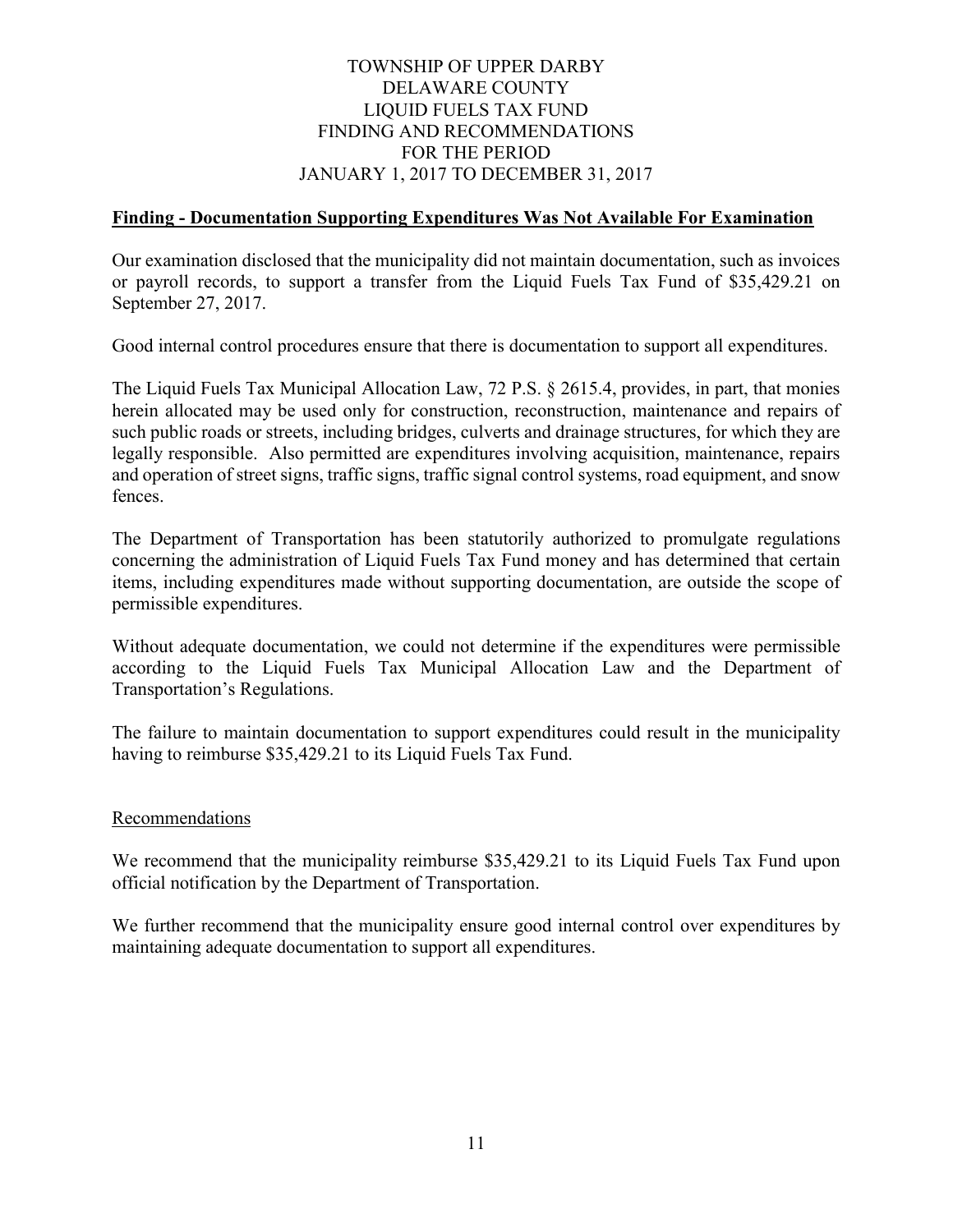# TOWNSHIP OF UPPER DARBY
# DELAWARE COUNTY
# LIQUID FUELS TAX FUND
# FINDING AND RECOMMENDATIONS
# FOR THE PERIOD
# JANUARY 1, 2017 TO DECEMBER 31, 2017

**Finding - Documentation Supporting Expenditures Was Not Available For Examination**

Our examination disclosed that the municipality did not maintain documentation, such as invoices or payroll records, to support a transfer from the Liquid Fuels Tax Fund of $35,429.21 on September 27, 2017.

Good internal control procedures ensure that there is documentation to support all expenditures.

The Liquid Fuels Tax Municipal Allocation Law, 72 P.S. § 2615.4, provides, in part, that monies herein allocated may be used only for construction, reconstruction, maintenance and repairs of such public roads or streets, including bridges, culverts and drainage structures, for which they are legally responsible. Also permitted are expenditures involving acquisition, maintenance, repairs and operation of street signs, traffic signs, traffic signal control systems, road equipment, and snow fences.

The Department of Transportation has been statutorily authorized to promulgate regulations concerning the administration of Liquid Fuels Tax Fund money and has determined that certain items, including expenditures made without supporting documentation, are outside the scope of permissible expenditures.

Without adequate documentation, we could not determine if the expenditures were permissible according to the Liquid Fuels Tax Municipal Allocation Law and the Department of Transportation's Regulations.

The failure to maintain documentation to support expenditures could result in the municipality having to reimburse $35,429.21 to its Liquid Fuels Tax Fund.

Recommendations

We recommend that the municipality reimburse $35,429.21 to its Liquid Fuels Tax Fund upon official notification by the Department of Transportation.

We further recommend that the municipality ensure good internal control over expenditures by maintaining adequate documentation to support all expenditures.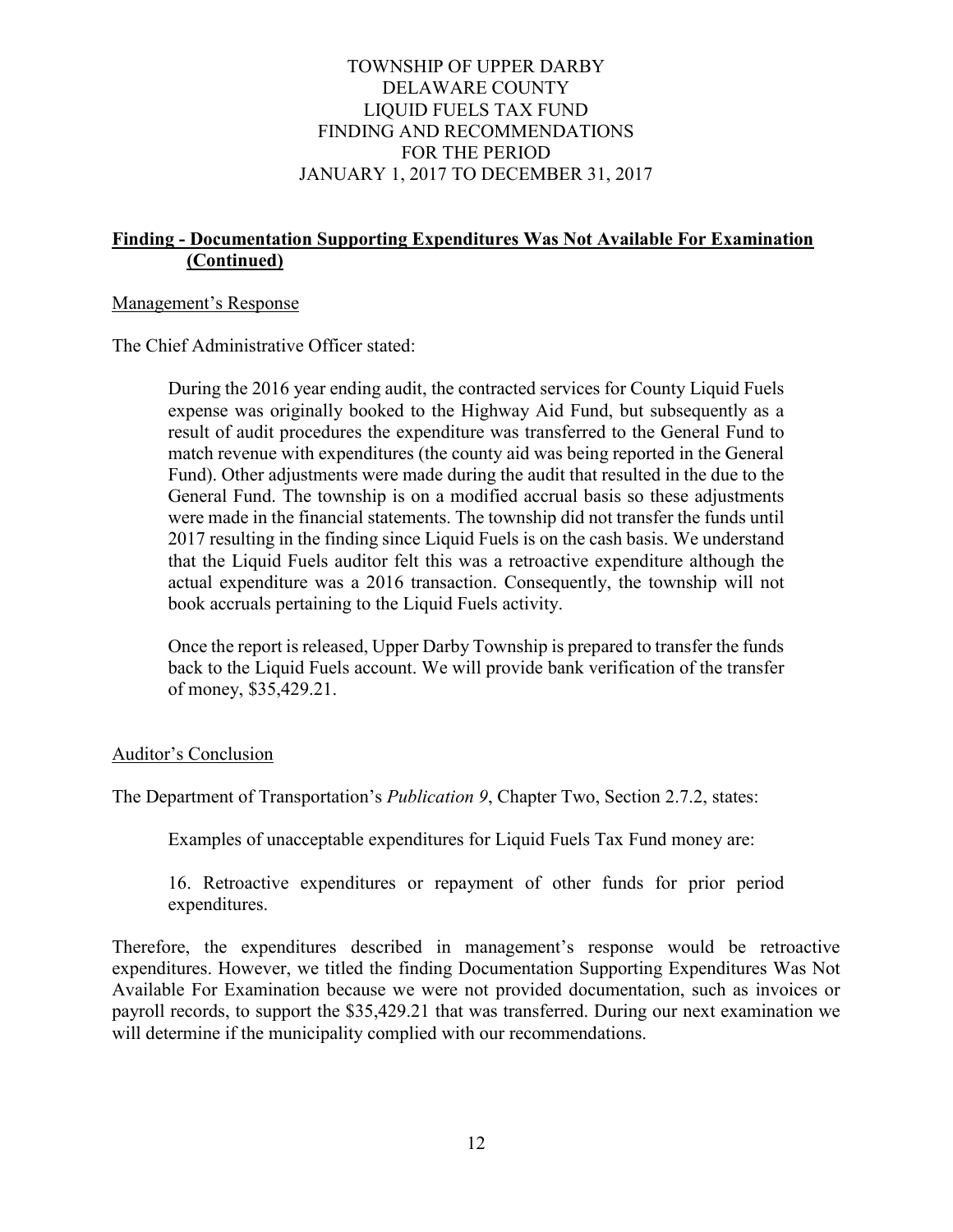# TOWNSHIP OF UPPER DARBY
# DELAWARE COUNTY
# LIQUID FUELS TAX FUND
# FINDING AND RECOMMENDATIONS
# FOR THE PERIOD
# JANUARY 1, 2017 TO DECEMBER 31, 2017

## Finding - Documentation Supporting Expenditures Was Not Available For Examination (Continued)

### Management's Response

The Chief Administrative Officer stated:

> During the 2016 year ending audit, the contracted services for County Liquid Fuels expense was originally booked to the Highway Aid Fund, but subsequently as a result of audit procedures the expenditure was transferred to the General Fund to match revenue with expenditures (the county aid was being reported in the General Fund). Other adjustments were made during the audit that resulted in the due to the General Fund. The township is on a modified accrual basis so these adjustments were made in the financial statements. The township did not transfer the funds until 2017 resulting in the finding since Liquid Fuels is on the cash basis. We understand that the Liquid Fuels auditor felt this was a retroactive expenditure although the actual expenditure was a 2016 transaction. Consequently, the township will not book accruals pertaining to the Liquid Fuels activity.
>
> Once the report is released, Upper Darby Township is prepared to transfer the funds back to the Liquid Fuels account. We will provide bank verification of the transfer of money, $35,429.21.

### Auditor's Conclusion

The Department of Transportation's *Publication 9*, Chapter Two, Section 2.7.2, states:

> Examples of unacceptable expenditures for Liquid Fuels Tax Fund money are:
>
> 16. Retroactive expenditures or repayment of other funds for prior period expenditures.

Therefore, the expenditures described in management's response would be retroactive expenditures. However, we titled the finding Documentation Supporting Expenditures Was Not Available For Examination because we were not provided documentation, such as invoices or payroll records, to support the $35,429.21 that was transferred. During our next examination we will determine if the municipality complied with our recommendations.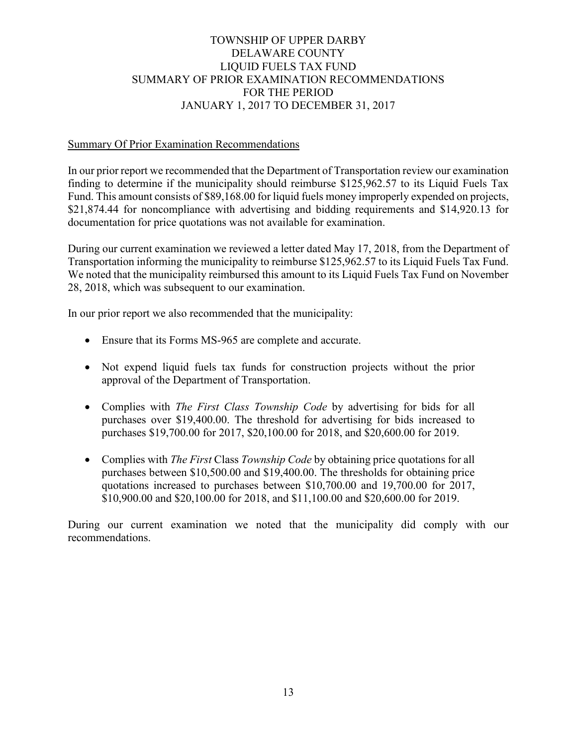# TOWNSHIP OF UPPER DARBY
# DELAWARE COUNTY
# LIQUID FUELS TAX FUND
# SUMMARY OF PRIOR EXAMINATION RECOMMENDATIONS
# FOR THE PERIOD
# JANUARY 1, 2017 TO DECEMBER 31, 2017

## Summary Of Prior Examination Recommendations

In our prior report we recommended that the Department of Transportation review our examination finding to determine if the municipality should reimburse $125,962.57 to its Liquid Fuels Tax Fund. This amount consists of $89,168.00 for liquid fuels money improperly expended on projects, $21,874.44 for noncompliance with advertising and bidding requirements and $14,920.13 for documentation for price quotations was not available for examination.

During our current examination we reviewed a letter dated May 17, 2018, from the Department of Transportation informing the municipality to reimburse $125,962.57 to its Liquid Fuels Tax Fund. We noted that the municipality reimbursed this amount to its Liquid Fuels Tax Fund on November 28, 2018, which was subsequent to our examination.

In our prior report we also recommended that the municipality:

- Ensure that its Forms MS-965 are complete and accurate.
- Not expend liquid fuels tax funds for construction projects without the prior approval of the Department of Transportation.
- Complies with *The First Class Township Code* by advertising for bids for all purchases over $19,400.00. The threshold for advertising for bids increased to purchases $19,700.00 for 2017, $20,100.00 for 2018, and $20,600.00 for 2019.
- Complies with *The First* Class *Township Code* by obtaining price quotations for all purchases between $10,500.00 and $19,400.00. The thresholds for obtaining price quotations increased to purchases between $10,700.00 and 19,700.00 for 2017, $10,900.00 and $20,100.00 for 2018, and $11,100.00 and $20,600.00 for 2019.

During our current examination we noted that the municipality did comply with our recommendations.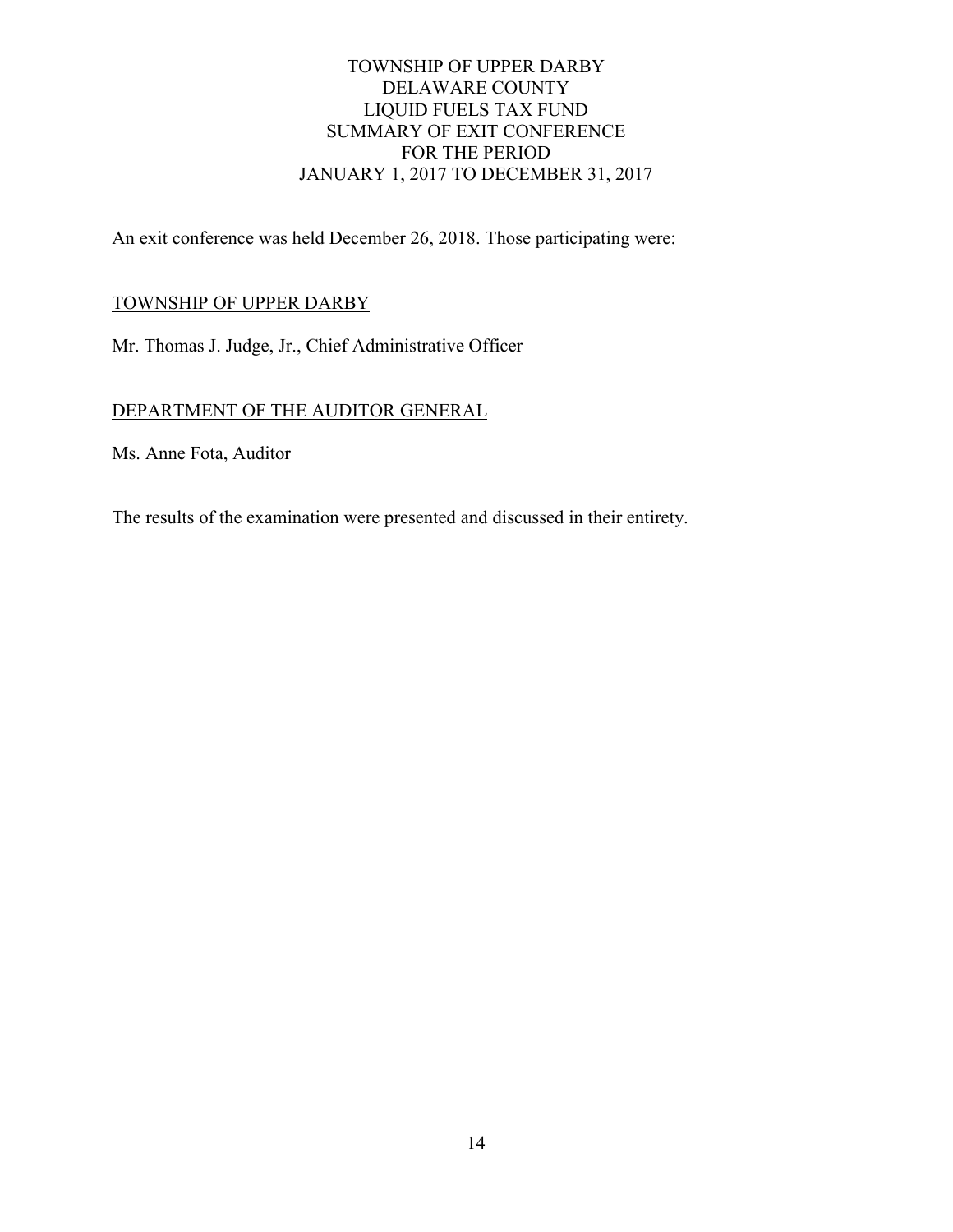# TOWNSHIP OF UPPER DARBY
# DELAWARE COUNTY
# LIQUID FUELS TAX FUND
# SUMMARY OF EXIT CONFERENCE
# FOR THE PERIOD
# JANUARY 1, 2017 TO DECEMBER 31, 2017

An exit conference was held December 26, 2018. Those participating were:

## TOWNSHIP OF UPPER DARBY

Mr. Thomas J. Judge, Jr., Chief Administrative Officer

## DEPARTMENT OF THE AUDITOR GENERAL

Ms. Anne Fota, Auditor

The results of the examination were presented and discussed in their entirety.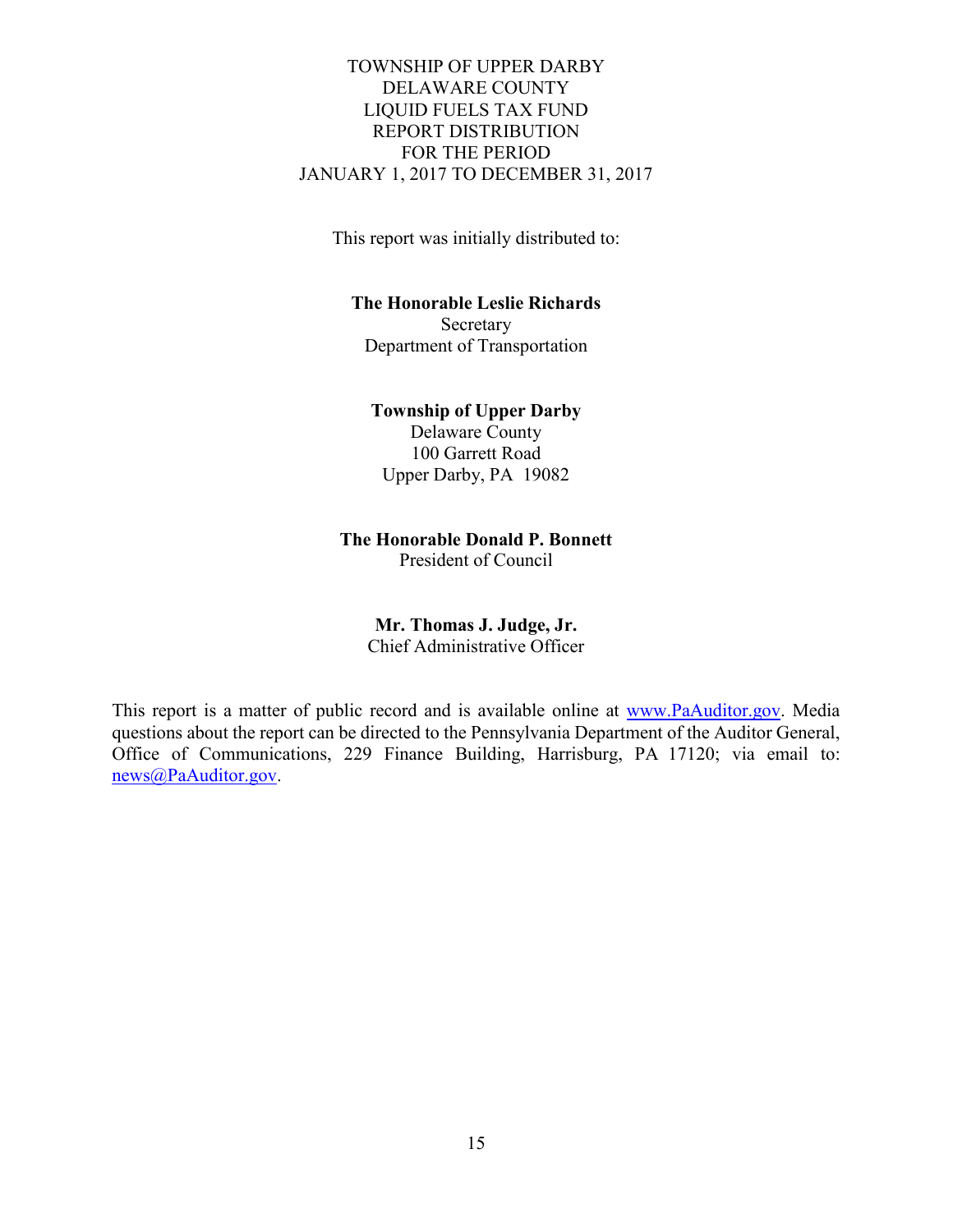# TOWNSHIP OF UPPER DARBY
# DELAWARE COUNTY
# LIQUID FUELS TAX FUND
# REPORT DISTRIBUTION
# FOR THE PERIOD
# JANUARY 1, 2017 TO DECEMBER 31, 2017

This report was initially distributed to:

**The Honorable Leslie Richards**
Secretary
Department of Transportation

**Township of Upper Darby**
Delaware County
100 Garrett Road
Upper Darby, PA 19082

**The Honorable Donald P. Bonnett**
President of Council

**Mr. Thomas J. Judge, Jr.**
Chief Administrative Officer

This report is a matter of public record and is available online at [www.PaAuditor.gov](http://www.PaAuditor.gov). Media questions about the report can be directed to the Pennsylvania Department of the Auditor General, Office of Communications, 229 Finance Building, Harrisburg, PA 17120; via email to: [news@PaAuditor.gov](mailto:news@PaAuditor.gov).